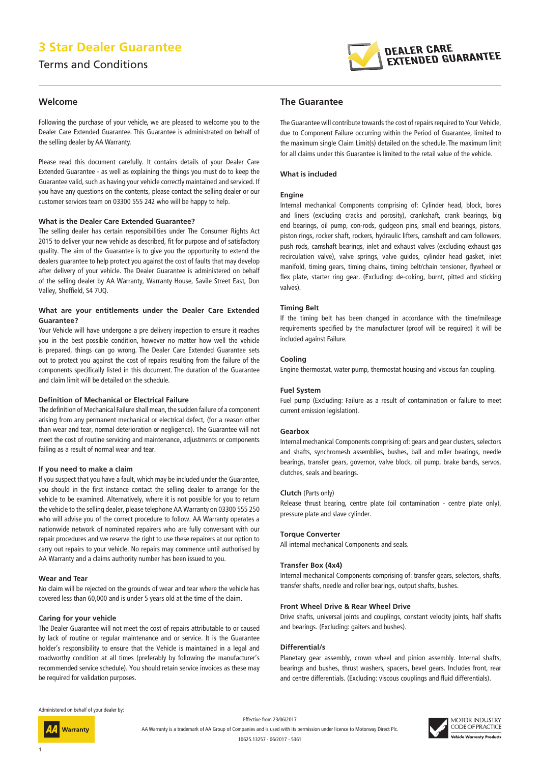# 3 Star Dealer Guarantee

Terms and Conditions

DEALER CARE EXTENDED GUARANTEE

## Welcome

Following the purchase of your vehicle, we are pleased to welcome you to the Dealer Care Extended Guarantee. This Guarantee is administrated on behalf of the selling dealer by AA Warranty.

Please read this document carefully. It contains details of your Dealer Care Extended Guarantee - as well as explaining the things you must do to keep the Guarantee valid, such as having your vehicle correctly maintained and serviced. If you have any questions on the contents, please contact the selling dealer or our customer services team on 03300 555 242 who will be happy to help.

### What is the Dealer Care Extended Guarantee?

The selling dealer has certain responsibilities under The Consumer Rights Act 2015 to deliver your new vehicle as described, fit for purpose and of satisfactory quality. The aim of the Guarantee is to give you the opportunity to extend the dealers guarantee to help protect you against the cost of faults that may develop after delivery of your vehicle. The Dealer Guarantee is administered on behalf of the selling dealer by AA Warranty, Warranty House, Savile Street East, Don Valley, Sheffield, S4 7UQ.

### What are your entitlements under the Dealer Care Extended Guarantee?

Your Vehicle will have undergone a pre delivery inspection to ensure it reaches you in the best possible condition, however no matter how well the vehicle is prepared, things can go wrong. The Dealer Care Extended Guarantee sets out to protect you against the cost of repairs resulting from the failure of the components specifically listed in this document. The duration of the Guarantee and claim limit will be detailed on the schedule.

### Definition of Mechanical or Electrical Failure

The definition of Mechanical Failure shall mean, the sudden failure of a component arising from any permanent mechanical or electrical defect, (for a reason other than wear and tear, normal deterioration or negligence). The Guarantee will not meet the cost of routine servicing and maintenance, adjustments or components failing as a result of normal wear and tear.

### If you need to make a claim

If you suspect that you have a fault, which may be included under the Guarantee, you should in the first instance contact the selling dealer to arrange for the vehicle to be examined. Alternatively, where it is not possible for you to return the vehicle to the selling dealer, please telephone AA Warranty on 03300 555 250 who will advise you of the correct procedure to follow. AA Warranty operates a nationwide network of nominated repairers who are fully conversant with our repair procedures and we reserve the right to use these repairers at our option to carry out repairs to your vehicle. No repairs may commence until authorised by AA Warranty and a claims authority number has been issued to you.

### Wear and Tear

No claim will be rejected on the grounds of wear and tear where the vehicle has covered less than 60,000 and is under 5 years old at the time of the claim.

### Caring for your vehicle

The Dealer Guarantee will not meet the cost of repairs attributable to or caused by lack of routine or regular maintenance and or service. It is the Guarantee holder's responsibility to ensure that the Vehicle is maintained in a legal and roadworthy condition at all times (preferably by following the manufacturer's recommended service schedule). You should retain service invoices as these may be required for validation purposes.

## The Guarantee

The Guarantee will contribute towards the cost of repairs required to Your Vehicle, due to Component Failure occurring within the Period of Guarantee, limited to the maximum single Claim Limit(s) detailed on the schedule. The maximum limit for all claims under this Guarantee is limited to the retail value of the vehicle.

### What is included

**Engine**

Internal mechanical Components comprising of: Cylinder head, block, bores and liners (excluding cracks and porosity), crankshaft, crank bearings, big end bearings, oil pump, con-rods, gudgeon pins, small end bearings, pistons, piston rings, rocker shaft, rockers, hydraulic lifters, camshaft and cam followers, push rods, camshaft bearings, inlet and exhaust valves (excluding exhaust gas recirculation valve), valve springs, valve guides, cylinder head gasket, inlet manifold, timing gears, timing chains, timing belt/chain tensioner, flywheel or flex plate, starter ring gear. (Excluding: de-coking, burnt, pitted and sticking valves).

**Timing Belt**

If the timing belt has been changed in accordance with the time/mileage requirements specified by the manufacturer (proof will be required) it will be included against Failure.

**Cooling**

Engine thermostat, water pump, thermostat housing and viscous fan coupling.

**Fuel System**

Fuel pump (Excluding: Failure as a result of contamination or failure to meet current emission legislation).

**Gearbox**

Internal mechanical Components comprising of: gears and gear clusters, selectors and shafts, synchromesh assemblies, bushes, ball and roller bearings, needle bearings, transfer gears, governor, valve block, oil pump, brake bands, servos, clutches, seals and bearings.

**Clutch** (Parts only)

Release thrust bearing, centre plate (oil contamination - centre plate only), pressure plate and slave cylinder.

**Torque Converter**

All internal mechanical Components and seals.

**Transfer Box (4x4)**

Internal mechanical Components comprising of: transfer gears, selectors, shafts, transfer shafts, needle and roller bearings, output shafts, bushes.

**Front Wheel Drive & Rear Wheel Drive**

Drive shafts, universal joints and couplings, constant velocity joints, half shafts and bearings. (Excluding: gaiters and bushes).

**Differential/s**

Planetary gear assembly, crown wheel and pinion assembly. Internal shafts, bearings and bushes, thrust washers, spacers, bevel gears. Includes front, rear and centre differentials. (Excluding: viscous couplings and fluid differentials).

Administered on behalf of your dealer by:

AA Warranty

Effective from 23/06/2017

AA Warranty is a trademark of AA Group of Companies and is used with its permission under licence to Motorway Direct Plc.

10625.13257 - 06/2017 - 5361

MOTOR INDUSTRY CODE OF PRACTICE Vehicle Warranty Products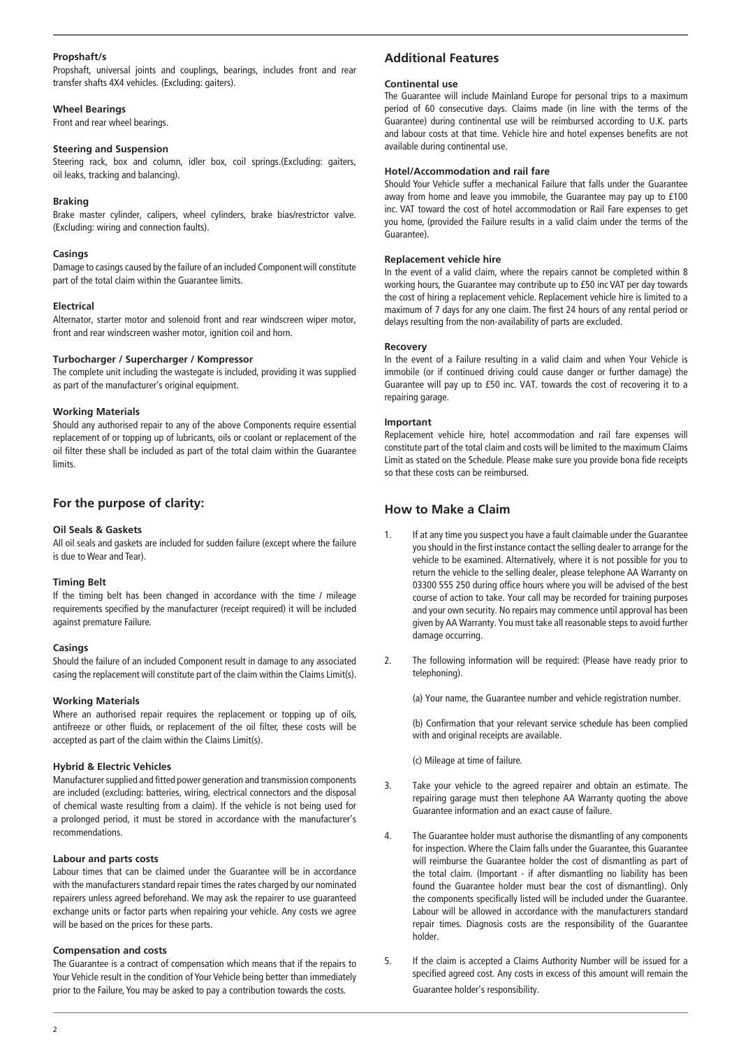**Propshaft/s**

Propshaft, universal joints and couplings, bearings, includes front and rear transfer shafts 4X4 vehicles. (Excluding: gaiters).

**Wheel Bearings**

Front and rear wheel bearings.

**Steering and Suspension**

Steering rack, box and column, idler box, coil springs.(Excluding: gaiters, oil leaks, tracking and balancing).

**Braking**

Brake master cylinder, calipers, wheel cylinders, brake bias/restrictor valve. (Excluding: wiring and connection faults).

**Casings**

Damage to casings caused by the failure of an included Component will constitute part of the total claim within the Guarantee limits.

**Electrical**

Alternator, starter motor and solenoid front and rear windscreen wiper motor, front and rear windscreen washer motor, ignition coil and horn.

**Turbocharger / Supercharger / Kompressor**

The complete unit including the wastegate is included, providing it was supplied as part of the manufacturer's original equipment.

**Working Materials**

Should any authorised repair to any of the above Components require essential replacement of or topping up of lubricants, oils or coolant or replacement of the oil filter these shall be included as part of the total claim within the Guarantee limits.

## For the purpose of clarity:

**Oil Seals & Gaskets**

All oil seals and gaskets are included for sudden failure (except where the failure is due to Wear and Tear).

**Timing Belt**

If the timing belt has been changed in accordance with the time / mileage requirements specified by the manufacturer (receipt required) it will be included against premature Failure.

**Casings**

Should the failure of an included Component result in damage to any associated casing the replacement will constitute part of the claim within the Claims Limit(s).

**Working Materials**

Where an authorised repair requires the replacement or topping up of oils, antifreeze or other fluids, or replacement of the oil filter, these costs will be accepted as part of the claim within the Claims Limit(s).

**Hybrid & Electric Vehicles**

Manufacturer supplied and fitted power generation and transmission components are included (excluding: batteries, wiring, electrical connectors and the disposal of chemical waste resulting from a claim). If the vehicle is not being used for a prolonged period, it must be stored in accordance with the manufacturer's recommendations.

**Labour and parts costs**

Labour times that can be claimed under the Guarantee will be in accordance with the manufacturers standard repair times the rates charged by our nominated repairers unless agreed beforehand. We may ask the repairer to use guaranteed exchange units or factor parts when repairing your vehicle. Any costs we agree will be based on the prices for these parts.

**Compensation and costs**

The Guarantee is a contract of compensation which means that if the repairs to Your Vehicle result in the condition of Your Vehicle being better than immediately prior to the Failure, You may be asked to pay a contribution towards the costs.

## Additional Features

**Continental use**

The Guarantee will include Mainland Europe for personal trips to a maximum period of 60 consecutive days. Claims made (in line with the terms of the Guarantee) during continental use will be reimbursed according to U.K. parts and labour costs at that time. Vehicle hire and hotel expenses benefits are not available during continental use.

**Hotel/Accommodation and rail fare**

Should Your Vehicle suffer a mechanical Failure that falls under the Guarantee away from home and leave you immobile, the Guarantee may pay up to £100 inc. VAT toward the cost of hotel accommodation or Rail Fare expenses to get you home, (provided the Failure results in a valid claim under the terms of the Guarantee).

**Replacement vehicle hire**

In the event of a valid claim, where the repairs cannot be completed within 8 working hours, the Guarantee may contribute up to £50 inc VAT per day towards the cost of hiring a replacement vehicle. Replacement vehicle hire is limited to a maximum of 7 days for any one claim. The first 24 hours of any rental period or delays resulting from the non-availability of parts are excluded.

**Recovery**

In the event of a Failure resulting in a valid claim and when Your Vehicle is immobile (or if continued driving could cause danger or further damage) the Guarantee will pay up to £50 inc. VAT. towards the cost of recovering it to a repairing garage.

**Important**

Replacement vehicle hire, hotel accommodation and rail fare expenses will constitute part of the total claim and costs will be limited to the maximum Claims Limit as stated on the Schedule. Please make sure you provide bona fide receipts so that these costs can be reimbursed.

## How to Make a Claim

1. If at any time you suspect you have a fault claimable under the Guarantee you should in the first instance contact the selling dealer to arrange for the vehicle to be examined. Alternatively, where it is not possible for you to return the vehicle to the selling dealer, please telephone AA Warranty on 03300 555 250 during office hours where you will be advised of the best course of action to take. Your call may be recorded for training purposes and your own security. No repairs may commence until approval has been given by AA Warranty. You must take all reasonable steps to avoid further damage occurring.

2. The following information will be required: (Please have ready prior to telephoning).

   (a) Your name, the Guarantee number and vehicle registration number.

   (b) Confirmation that your relevant service schedule has been complied with and original receipts are available.

   (c) Mileage at time of failure.

3. Take your vehicle to the agreed repairer and obtain an estimate. The repairing garage must then telephone AA Warranty quoting the above Guarantee information and an exact cause of failure.

4. The Guarantee holder must authorise the dismantling of any components for inspection. Where the Claim falls under the Guarantee, this Guarantee will reimburse the Guarantee holder the cost of dismantling as part of the total claim. (Important - if after dismantling no liability has been found the Guarantee holder must bear the cost of dismantling). Only the components specifically listed will be included under the Guarantee. Labour will be allowed in accordance with the manufacturers standard repair times. Diagnosis costs are the responsibility of the Guarantee holder.

5. If the claim is accepted a Claims Authority Number will be issued for a specified agreed cost. Any costs in excess of this amount will remain the Guarantee holder's responsibility.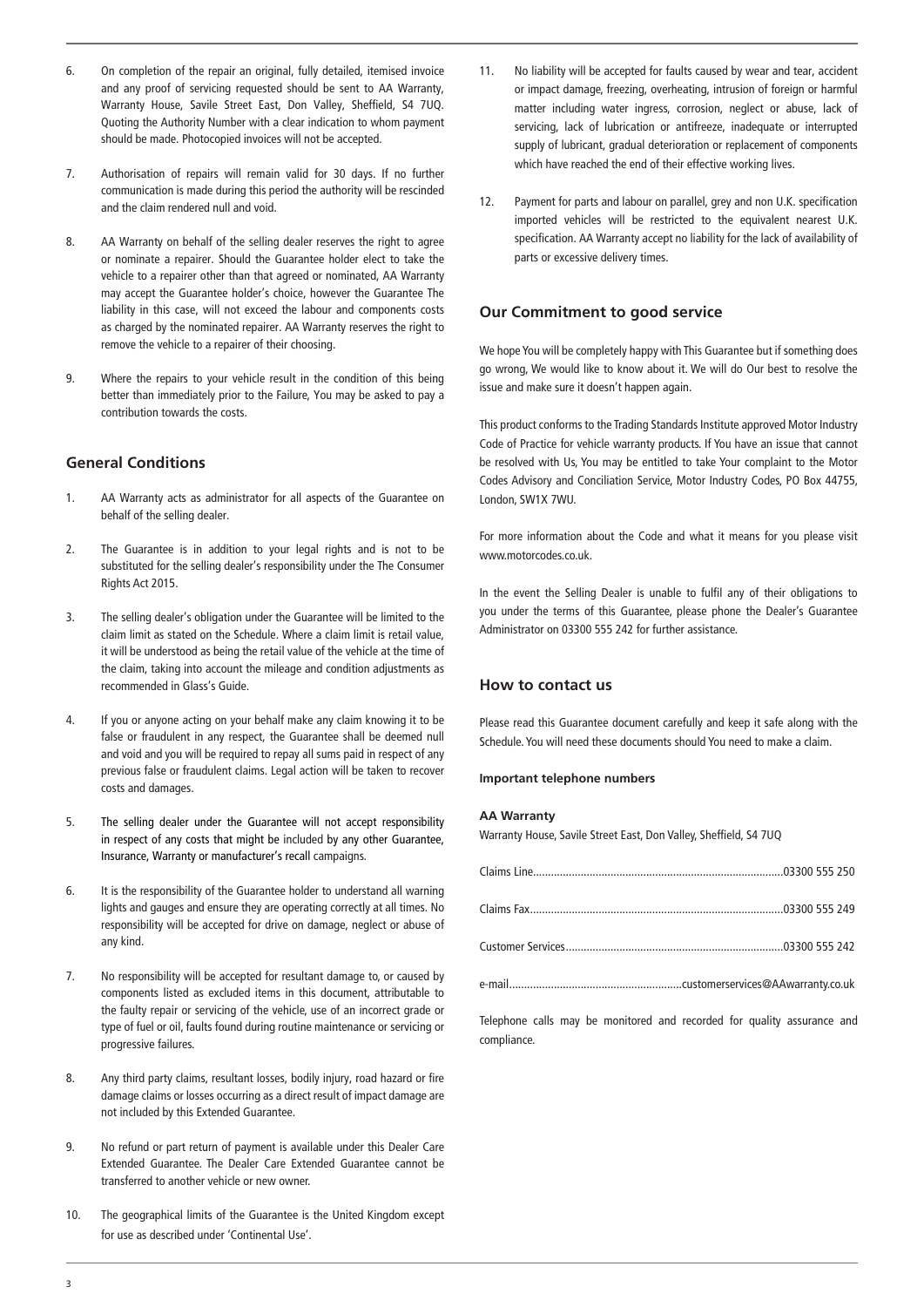6. On completion of the repair an original, fully detailed, itemised invoice and any proof of servicing requested should be sent to AA Warranty, Warranty House, Savile Street East, Don Valley, Sheffield, S4 7UQ. Quoting the Authority Number with a clear indication to whom payment should be made. Photocopied invoices will not be accepted.

7. Authorisation of repairs will remain valid for 30 days. If no further communication is made during this period the authority will be rescinded and the claim rendered null and void.

8. AA Warranty on behalf of the selling dealer reserves the right to agree or nominate a repairer. Should the Guarantee holder elect to take the vehicle to a repairer other than that agreed or nominated, AA Warranty may accept the Guarantee holder's choice, however the Guarantee The liability in this case, will not exceed the labour and components costs as charged by the nominated repairer. AA Warranty reserves the right to remove the vehicle to a repairer of their choosing.

9. Where the repairs to your vehicle result in the condition of this being better than immediately prior to the Failure, You may be asked to pay a contribution towards the costs.

## General Conditions

1. AA Warranty acts as administrator for all aspects of the Guarantee on behalf of the selling dealer.

2. The Guarantee is in addition to your legal rights and is not to be substituted for the selling dealer's responsibility under the The Consumer Rights Act 2015.

3. The selling dealer's obligation under the Guarantee will be limited to the claim limit as stated on the Schedule. Where a claim limit is retail value, it will be understood as being the retail value of the vehicle at the time of the claim, taking into account the mileage and condition adjustments as recommended in Glass's Guide.

4. If you or anyone acting on your behalf make any claim knowing it to be false or fraudulent in any respect, the Guarantee shall be deemed null and void and you will be required to repay all sums paid in respect of any previous false or fraudulent claims. Legal action will be taken to recover costs and damages.

5. The selling dealer under the Guarantee will not accept responsibility in respect of any costs that might be included by any other Guarantee, Insurance, Warranty or manufacturer's recall campaigns.

6. It is the responsibility of the Guarantee holder to understand all warning lights and gauges and ensure they are operating correctly at all times. No responsibility will be accepted for drive on damage, neglect or abuse of any kind.

7. No responsibility will be accepted for resultant damage to, or caused by components listed as excluded items in this document, attributable to the faulty repair or servicing of the vehicle, use of an incorrect grade or type of fuel or oil, faults found during routine maintenance or servicing or progressive failures.

8. Any third party claims, resultant losses, bodily injury, road hazard or fire damage claims or losses occurring as a direct result of impact damage are not included by this Extended Guarantee.

9. No refund or part return of payment is available under this Dealer Care Extended Guarantee. The Dealer Care Extended Guarantee cannot be transferred to another vehicle or new owner.

10. The geographical limits of the Guarantee is the United Kingdom except for use as described under 'Continental Use'.

11. No liability will be accepted for faults caused by wear and tear, accident or impact damage, freezing, overheating, intrusion of foreign or harmful matter including water ingress, corrosion, neglect or abuse, lack of servicing, lack of lubrication or antifreeze, inadequate or interrupted supply of lubricant, gradual deterioration or replacement of components which have reached the end of their effective working lives.

12. Payment for parts and labour on parallel, grey and non U.K. specification imported vehicles will be restricted to the equivalent nearest U.K. specification. AA Warranty accept no liability for the lack of availability of parts or excessive delivery times.

## Our Commitment to good service

We hope You will be completely happy with This Guarantee but if something does go wrong, We would like to know about it. We will do Our best to resolve the issue and make sure it doesn't happen again.

This product conforms to the Trading Standards Institute approved Motor Industry Code of Practice for vehicle warranty products. If You have an issue that cannot be resolved with Us, You may be entitled to take Your complaint to the Motor Codes Advisory and Conciliation Service, Motor Industry Codes, PO Box 44755, London, SW1X 7WU.

For more information about the Code and what it means for you please visit www.motorcodes.co.uk.

In the event the Selling Dealer is unable to fulfil any of their obligations to you under the terms of this Guarantee, please phone the Dealer's Guarantee Administrator on 03300 555 242 for further assistance.

## How to contact us

Please read this Guarantee document carefully and keep it safe along with the Schedule. You will need these documents should You need to make a claim.

**Important telephone numbers**

**AA Warranty**
Warranty House, Savile Street East, Don Valley, Sheffield, S4 7UQ

Claims Line.......................................................................03300 555 250

Claims Fax........................................................................03300 555 249

Customer Services.............................................................03300 555 242

e-mail.............................................................customerservices@AAwarranty.co.uk

Telephone calls may be monitored and recorded for quality assurance and compliance.